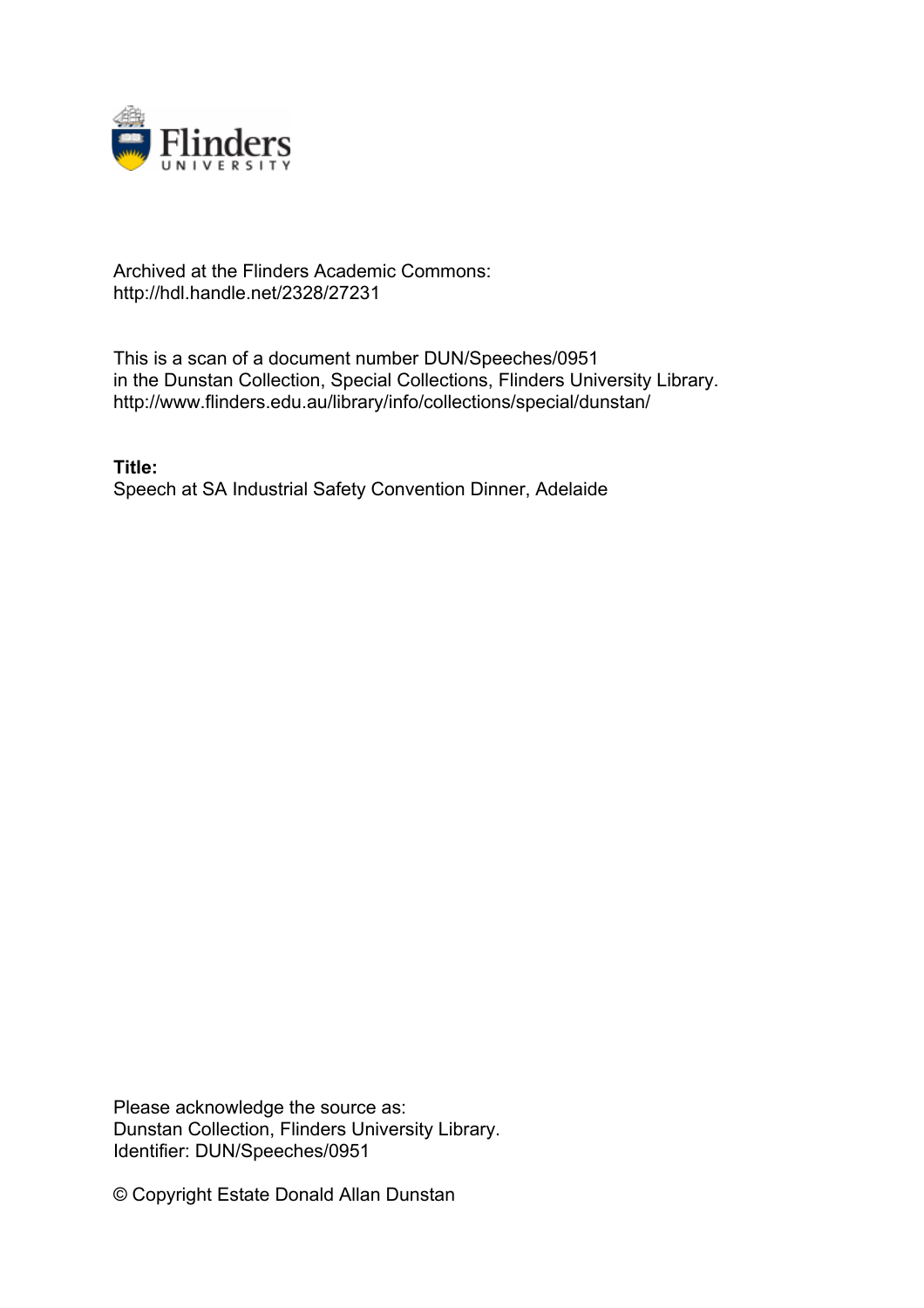Archived at the Flinders Academic Commons:
http://hdl.handle.net/2328/27231

This is a scan of a document number DUN/Speeches/0951
in the Dunstan Collection, Special Collections, Flinders University Library.
http://www.flinders.edu.au/library/info/collections/special/dunstan/

**Title:**
Speech at SA Industrial Safety Convention Dinner, Adelaide

Please acknowledge the source as:
Dunstan Collection, Flinders University Library.
Identifier: DUN/Speeches/0951

© Copyright Estate Donald Allan Dunstan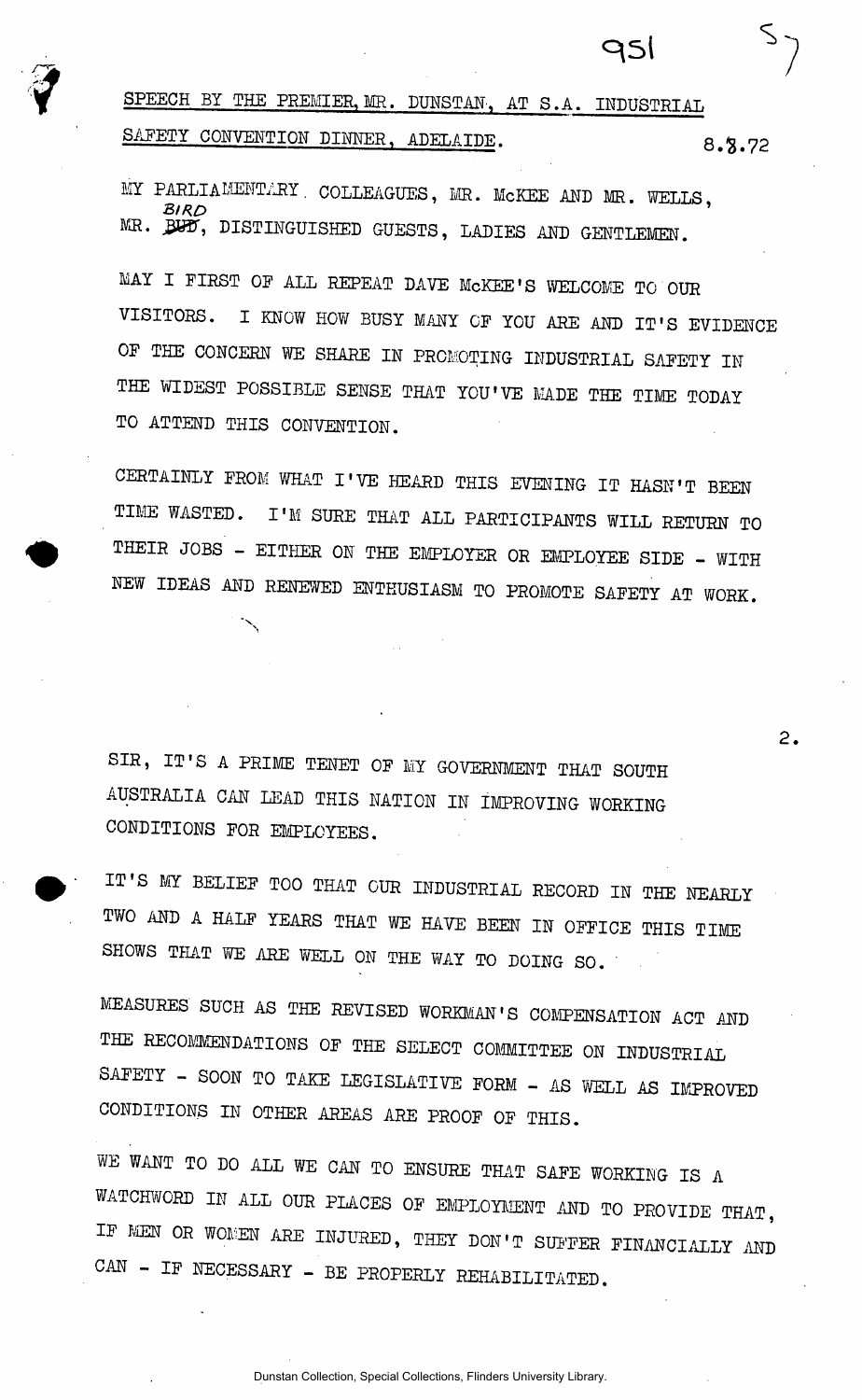SPEECH BY THE PREMIER, MR. DUNSTAN, AT S.A. INDUSTRIAL SAFETY CONVENTION DINNER, ADELAIDE. 8.3.72

MY PARLIAMENTARY COLLEAGUES, MR. McKEE AND MR. WELLS, MR. BIRD, DISTINGUISHED GUESTS, LADIES AND GENTLEMEN.

MAY I FIRST OF ALL REPEAT DAVE McKEE'S WELCOME TO OUR VISITORS. I KNOW HOW BUSY MANY OF YOU ARE AND IT'S EVIDENCE OF THE CONCERN WE SHARE IN PROMOTING INDUSTRIAL SAFETY IN THE WIDEST POSSIBLE SENSE THAT YOU'VE MADE THE TIME TODAY TO ATTEND THIS CONVENTION.

CERTAINLY FROM WHAT I'VE HEARD THIS EVENING IT HASN'T BEEN TIME WASTED. I'M SURE THAT ALL PARTICIPANTS WILL RETURN TO THEIR JOBS - EITHER ON THE EMPLOYER OR EMPLOYEE SIDE - WITH NEW IDEAS AND RENEWED ENTHUSIASM TO PROMOTE SAFETY AT WORK.

SIR, IT'S A PRIME TENET OF MY GOVERNMENT THAT SOUTH AUSTRALIA CAN LEAD THIS NATION IN IMPROVING WORKING CONDITIONS FOR EMPLOYEES.

IT'S MY BELIEF TOO THAT OUR INDUSTRIAL RECORD IN THE NEARLY TWO AND A HALF YEARS THAT WE HAVE BEEN IN OFFICE THIS TIME SHOWS THAT WE ARE WELL ON THE WAY TO DOING SO.

MEASURES SUCH AS THE REVISED WORKMAN'S COMPENSATION ACT AND THE RECOMMENDATIONS OF THE SELECT COMMITTEE ON INDUSTRIAL SAFETY - SOON TO TAKE LEGISLATIVE FORM - AS WELL AS IMPROVED CONDITIONS IN OTHER AREAS ARE PROOF OF THIS.

WE WANT TO DO ALL WE CAN TO ENSURE THAT SAFE WORKING IS A WATCHWORD IN ALL OUR PLACES OF EMPLOYMENT AND TO PROVIDE THAT, IF MEN OR WOMEN ARE INJURED, THEY DON'T SUFFER FINANCIALLY AND CAN - IF NECESSARY - BE PROPERLY REHABILITATED.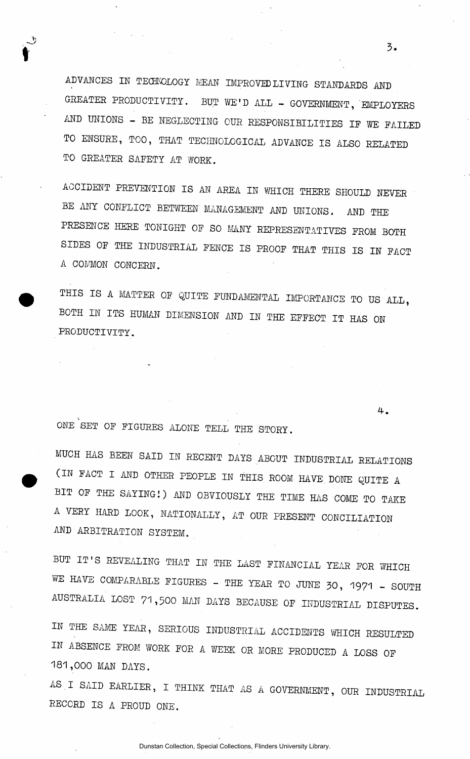ADVANCES IN TECHNOLOGY MEAN IMPROVED LIVING STANDARDS AND GREATER PRODUCTIVITY. BUT WE'D ALL - GOVERNMENT, EMPLOYERS AND UNIONS - BE NEGLECTING OUR RESPONSIBILITIES IF WE FAILED TO ENSURE, TOO, THAT TECHNOLOGICAL ADVANCE IS ALSO RELATED TO GREATER SAFETY AT WORK.

ACCIDENT PREVENTION IS AN AREA IN WHICH THERE SHOULD NEVER BE ANY CONFLICT BETWEEN MANAGEMENT AND UNIONS. AND THE PRESENCE HERE TONIGHT OF SO MANY REPRESENTATIVES FROM BOTH SIDES OF THE INDUSTRIAL FENCE IS PROOF THAT THIS IS IN FACT A COMMON CONCERN.

THIS IS A MATTER OF QUITE FUNDAMENTAL IMPORTANCE TO US ALL, BOTH IN ITS HUMAN DIMENSION AND IN THE EFFECT IT HAS ON PRODUCTIVITY.

ONE SET OF FIGURES ALONE TELL THE STORY.

MUCH HAS BEEN SAID IN RECENT DAYS ABOUT INDUSTRIAL RELATIONS (IN FACT I AND OTHER PEOPLE IN THIS ROOM HAVE DONE QUITE A BIT OF THE SAYING!) AND OBVIOUSLY THE TIME HAS COME TO TAKE A VERY HARD LOOK, NATIONALLY, AT OUR PRESENT CONCILIATION AND ARBITRATION SYSTEM.

BUT IT'S REVEALING THAT IN THE LAST FINANCIAL YEAR FOR WHICH WE HAVE COMPARABLE FIGURES - THE YEAR TO JUNE 30, 1971 - SOUTH AUSTRALIA LOST 71,500 MAN DAYS BECAUSE OF INDUSTRIAL DISPUTES.

IN THE SAME YEAR, SERIOUS INDUSTRIAL ACCIDENTS WHICH RESULTED IN ABSENCE FROM WORK FOR A WEEK OR MORE PRODUCED A LOSS OF 181,000 MAN DAYS.

AS I SAID EARLIER, I THINK THAT AS A GOVERNMENT, OUR INDUSTRIAL RECORD IS A PROUD ONE.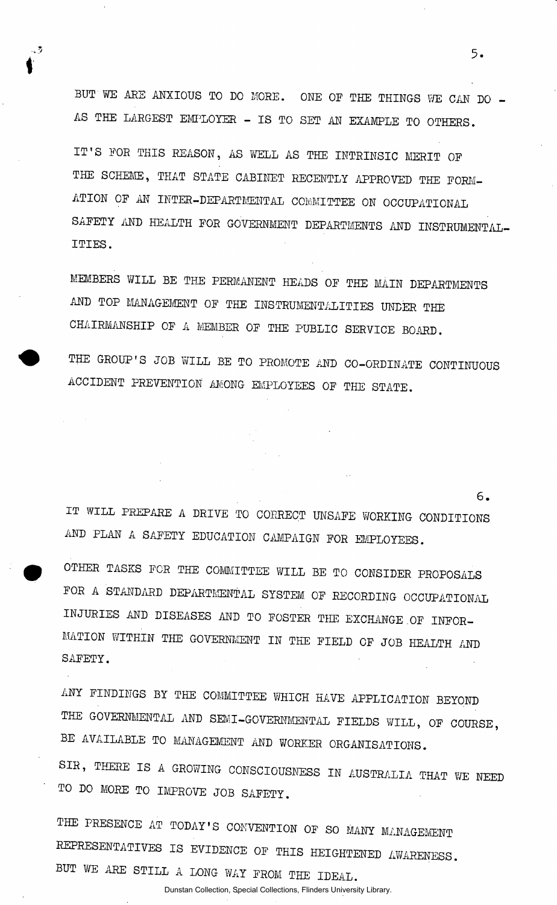BUT WE ARE ANXIOUS TO DO MORE. ONE OF THE THINGS WE CAN DO - AS THE LARGEST EMPLOYER - IS TO SET AN EXAMPLE TO OTHERS.

IT'S FOR THIS REASON, AS WELL AS THE INTRINSIC MERIT OF THE SCHEME, THAT STATE CABINET RECENTLY APPROVED THE FORMATION OF AN INTER-DEPARTMENTAL COMMITTEE ON OCCUPATIONAL SAFETY AND HEALTH FOR GOVERNMENT DEPARTMENTS AND INSTRUMENTALITIES.

MEMBERS WILL BE THE PERMANENT HEADS OF THE MAIN DEPARTMENTS AND TOP MANAGEMENT OF THE INSTRUMENTALITIES UNDER THE CHAIRMANSHIP OF A MEMBER OF THE PUBLIC SERVICE BOARD.

THE GROUP'S JOB WILL BE TO PROMOTE AND CO-ORDINATE CONTINUOUS ACCIDENT PREVENTION AMONG EMPLOYEES OF THE STATE.

IT WILL PREPARE A DRIVE TO CORRECT UNSAFE WORKING CONDITIONS AND PLAN A SAFETY EDUCATION CAMPAIGN FOR EMPLOYEES.

OTHER TASKS FOR THE COMMITTEE WILL BE TO CONSIDER PROPOSALS FOR A STANDARD DEPARTMENTAL SYSTEM OF RECORDING OCCUPATIONAL INJURIES AND DISEASES AND TO FOSTER THE EXCHANGE OF INFORMATION WITHIN THE GOVERNMENT IN THE FIELD OF JOB HEALTH AND SAFETY.

ANY FINDINGS BY THE COMMITTEE WHICH HAVE APPLICATION BEYOND THE GOVERNMENTAL AND SEMI-GOVERNMENTAL FIELDS WILL, OF COURSE, BE AVAILABLE TO MANAGEMENT AND WORKER ORGANISATIONS.

SIR, THERE IS A GROWING CONSCIOUSNESS IN AUSTRALIA THAT WE NEED TO DO MORE TO IMPROVE JOB SAFETY.

THE PRESENCE AT TODAY'S CONVENTION OF SO MANY MANAGEMENT REPRESENTATIVES IS EVIDENCE OF THIS HEIGHTENED AWARENESS.

BUT WE ARE STILL A LONG WAY FROM THE IDEAL.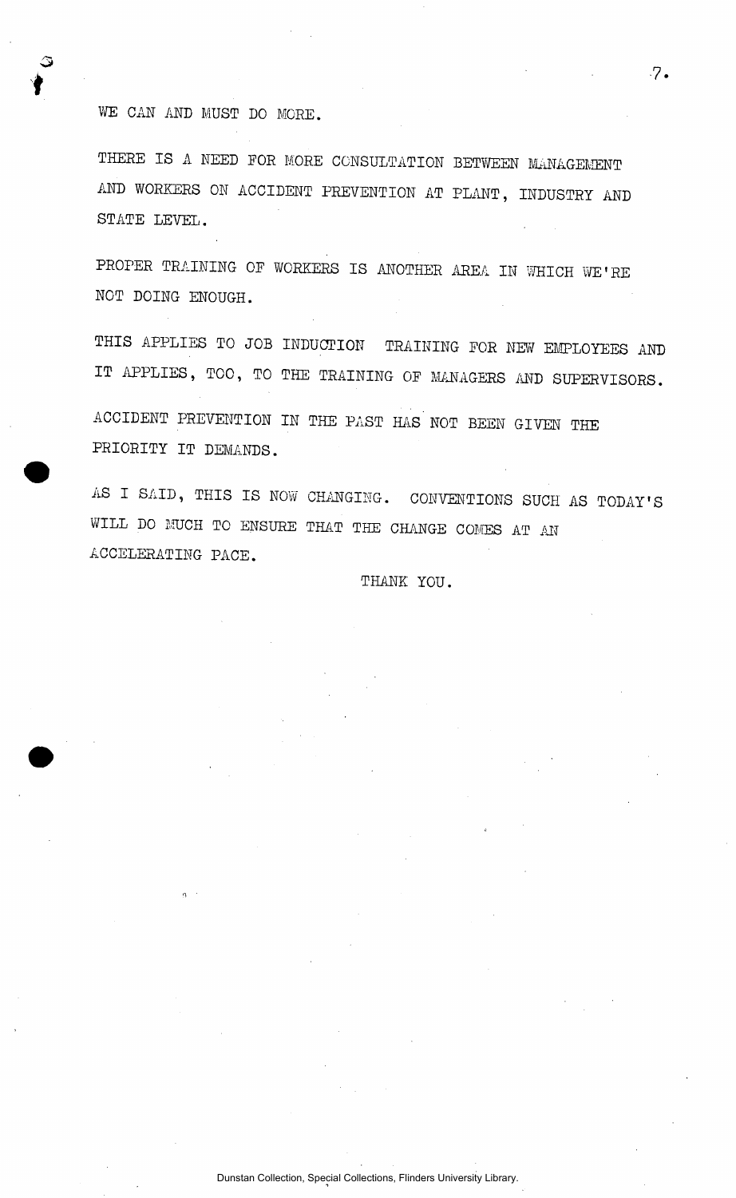WE CAN AND MUST DO MORE.

THERE IS A NEED FOR MORE CONSULTATION BETWEEN MANAGEMENT AND WORKERS ON ACCIDENT PREVENTION AT PLANT, INDUSTRY AND STATE LEVEL.

PROPER TRAINING OF WORKERS IS ANOTHER AREA IN WHICH WE'RE NOT DOING ENOUGH.

THIS APPLIES TO JOB INDUCTION TRAINING FOR NEW EMPLOYEES AND IT APPLIES, TOO, TO THE TRAINING OF MANAGERS AND SUPERVISORS.

ACCIDENT PREVENTION IN THE PAST HAS NOT BEEN GIVEN THE PRIORITY IT DEMANDS.

AS I SAID, THIS IS NOW CHANGING. CONVENTIONS SUCH AS TODAY'S WILL DO MUCH TO ENSURE THAT THE CHANGE COMES AT AN ACCELERATING PACE.

THANK YOU.

Dunstan Collection, Special Collections, Flinders University Library.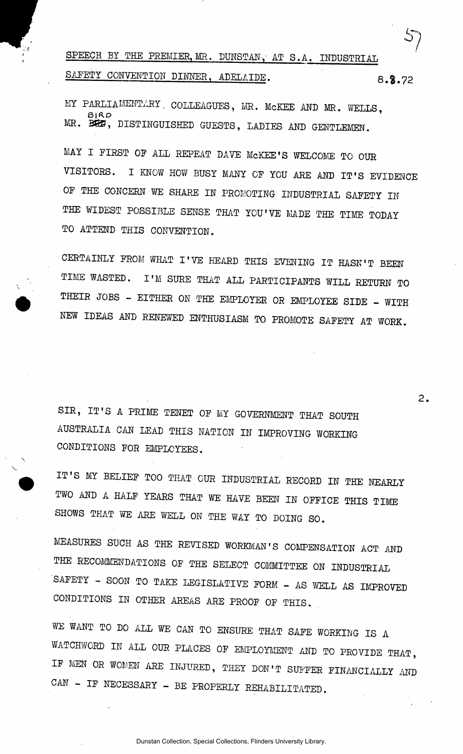SPEECH BY THE PREMIER, MR. DUNSTAN, AT S.A. INDUSTRIAL SAFETY CONVENTION DINNER, ADELAIDE. 8.8.72

MY PARLIAMENTARY COLLEAGUES, MR. McKEE AND MR. WELLS, MR. BIRD, DISTINGUISHED GUESTS, LADIES AND GENTLEMEN.

MAY I FIRST OF ALL REPEAT DAVE McKEE'S WELCOME TO OUR VISITORS. I KNOW HOW BUSY MANY OF YOU ARE AND IT'S EVIDENCE OF THE CONCERN WE SHARE IN PROMOTING INDUSTRIAL SAFETY IN THE WIDEST POSSIBLE SENSE THAT YOU'VE MADE THE TIME TODAY TO ATTEND THIS CONVENTION.

CERTAINLY FROM WHAT I'VE HEARD THIS EVENING IT HASN'T BEEN TIME WASTED. I'M SURE THAT ALL PARTICIPANTS WILL RETURN TO THEIR JOBS - EITHER ON THE EMPLOYER OR EMPLOYEE SIDE - WITH NEW IDEAS AND RENEWED ENTHUSIASM TO PROMOTE SAFETY AT WORK.

SIR, IT'S A PRIME TENET OF MY GOVERNMENT THAT SOUTH AUSTRALIA CAN LEAD THIS NATION IN IMPROVING WORKING CONDITIONS FOR EMPLOYEES.

IT'S MY BELIEF TOO THAT OUR INDUSTRIAL RECORD IN THE NEARLY TWO AND A HALF YEARS THAT WE HAVE BEEN IN OFFICE THIS TIME SHOWS THAT WE ARE WELL ON THE WAY TO DOING SO.

MEASURES SUCH AS THE REVISED WORKMAN'S COMPENSATION ACT AND THE RECOMMENDATIONS OF THE SELECT COMMITTEE ON INDUSTRIAL SAFETY - SOON TO TAKE LEGISLATIVE FORM - AS WELL AS IMPROVED CONDITIONS IN OTHER AREAS ARE PROOF OF THIS.

WE WANT TO DO ALL WE CAN TO ENSURE THAT SAFE WORKING IS A WATCHWORD IN ALL OUR PLACES OF EMPLOYMENT AND TO PROVIDE THAT, IF MEN OR WOMEN ARE INJURED, THEY DON'T SUFFER FINANCIALLY AND CAN - IF NECESSARY - BE PROPERLY REHABILITATED.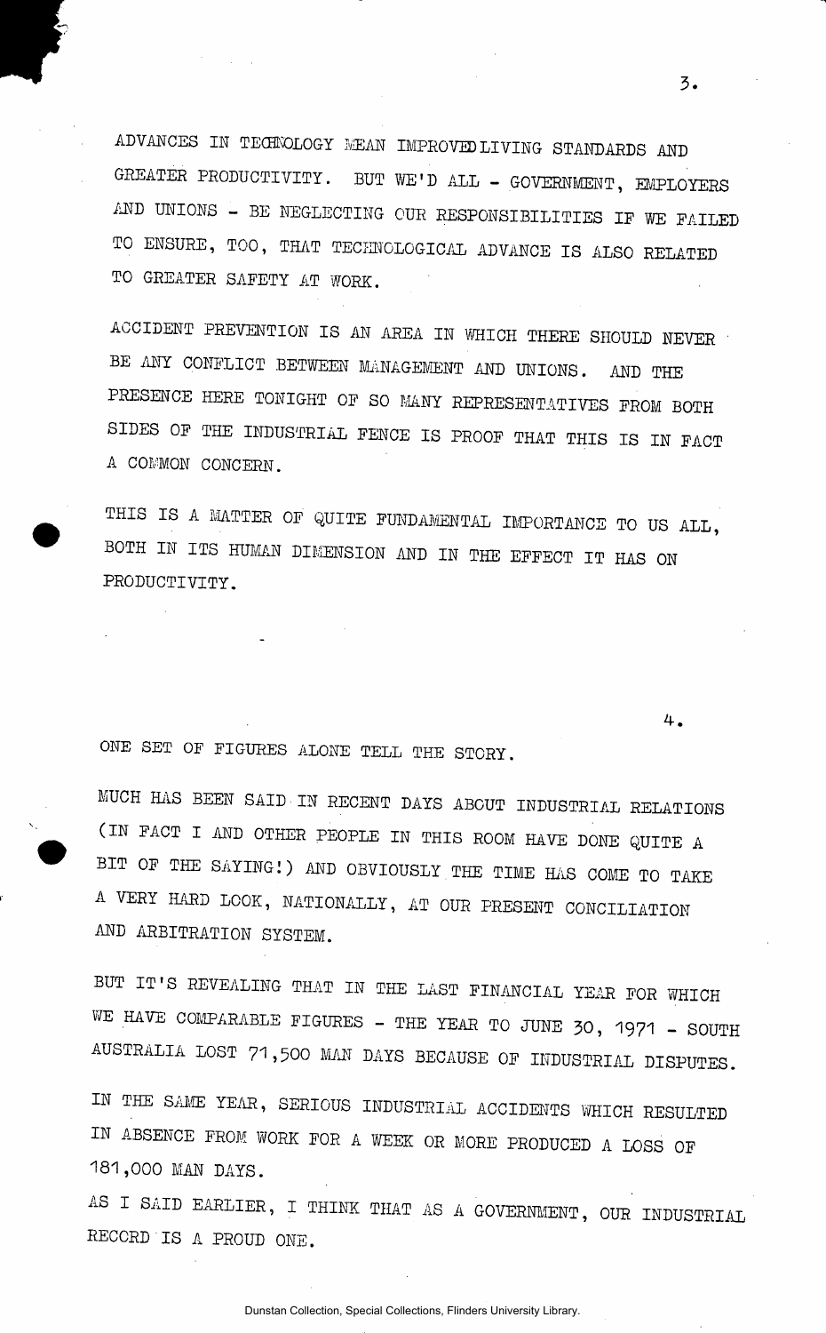ADVANCES IN TECHNOLOGY MEAN IMPROVED LIVING STANDARDS AND GREATER PRODUCTIVITY. BUT WE'D ALL - GOVERNMENT, EMPLOYERS AND UNIONS - BE NEGLECTING OUR RESPONSIBILITIES IF WE FAILED TO ENSURE, TOO, THAT TECHNOLOGICAL ADVANCE IS ALSO RELATED TO GREATER SAFETY AT WORK.

ACCIDENT PREVENTION IS AN AREA IN WHICH THERE SHOULD NEVER BE ANY CONFLICT BETWEEN MANAGEMENT AND UNIONS. AND THE PRESENCE HERE TONIGHT OF SO MANY REPRESENTATIVES FROM BOTH SIDES OF THE INDUSTRIAL FENCE IS PROOF THAT THIS IS IN FACT A COMMON CONCERN.

THIS IS A MATTER OF QUITE FUNDAMENTAL IMPORTANCE TO US ALL, BOTH IN ITS HUMAN DIMENSION AND IN THE EFFECT IT HAS ON PRODUCTIVITY.

ONE SET OF FIGURES ALONE TELL THE STORY.

MUCH HAS BEEN SAID IN RECENT DAYS ABOUT INDUSTRIAL RELATIONS (IN FACT I AND OTHER PEOPLE IN THIS ROOM HAVE DONE QUITE A BIT OF THE SAYING!) AND OBVIOUSLY THE TIME HAS COME TO TAKE A VERY HARD LOOK, NATIONALLY, AT OUR PRESENT CONCILIATION AND ARBITRATION SYSTEM.

BUT IT'S REVEALING THAT IN THE LAST FINANCIAL YEAR FOR WHICH WE HAVE COMPARABLE FIGURES - THE YEAR TO JUNE 30, 1971 - SOUTH AUSTRALIA LOST 71,500 MAN DAYS BECAUSE OF INDUSTRIAL DISPUTES.

IN THE SAME YEAR, SERIOUS INDUSTRIAL ACCIDENTS WHICH RESULTED IN ABSENCE FROM WORK FOR A WEEK OR MORE PRODUCED A LOSS OF 181,000 MAN DAYS.

AS I SAID EARLIER, I THINK THAT AS A GOVERNMENT, OUR INDUSTRIAL RECORD IS A PROUD ONE.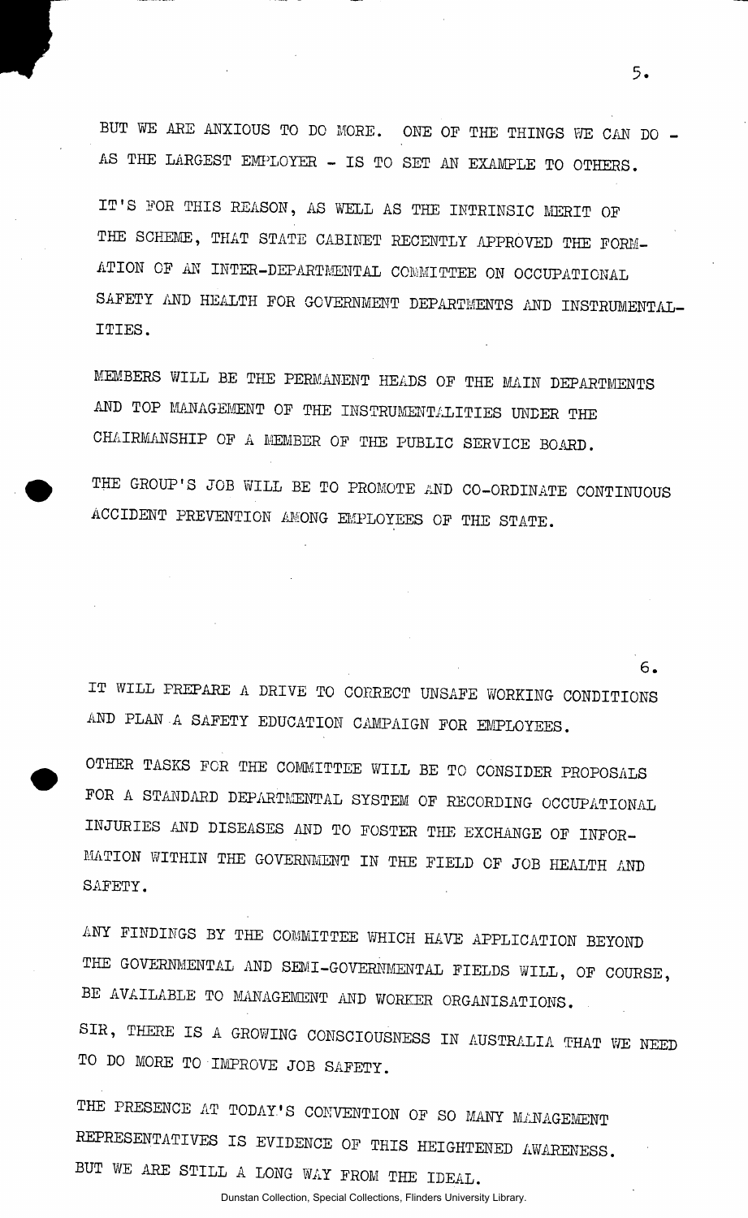BUT WE ARE ANXIOUS TO DO MORE. ONE OF THE THINGS WE CAN DO - AS THE LARGEST EMPLOYER - IS TO SET AN EXAMPLE TO OTHERS.

IT'S FOR THIS REASON, AS WELL AS THE INTRINSIC MERIT OF THE SCHEME, THAT STATE CABINET RECENTLY APPROVED THE FORMATION OF AN INTER-DEPARTMENTAL COMMITTEE ON OCCUPATIONAL SAFETY AND HEALTH FOR GOVERNMENT DEPARTMENTS AND INSTRUMENTALITIES.

MEMBERS WILL BE THE PERMANENT HEADS OF THE MAIN DEPARTMENTS AND TOP MANAGEMENT OF THE INSTRUMENTALITIES UNDER THE CHAIRMANSHIP OF A MEMBER OF THE PUBLIC SERVICE BOARD.

THE GROUP'S JOB WILL BE TO PROMOTE AND CO-ORDINATE CONTINUOUS ACCIDENT PREVENTION AMONG EMPLOYEES OF THE STATE.

IT WILL PREPARE A DRIVE TO CORRECT UNSAFE WORKING CONDITIONS AND PLAN A SAFETY EDUCATION CAMPAIGN FOR EMPLOYEES.

OTHER TASKS FOR THE COMMITTEE WILL BE TO CONSIDER PROPOSALS FOR A STANDARD DEPARTMENTAL SYSTEM OF RECORDING OCCUPATIONAL INJURIES AND DISEASES AND TO FOSTER THE EXCHANGE OF INFORMATION WITHIN THE GOVERNMENT IN THE FIELD OF JOB HEALTH AND SAFETY.

ANY FINDINGS BY THE COMMITTEE WHICH HAVE APPLICATION BEYOND THE GOVERNMENTAL AND SEMI-GOVERNMENTAL FIELDS WILL, OF COURSE, BE AVAILABLE TO MANAGEMENT AND WORKER ORGANISATIONS.

SIR, THERE IS A GROWING CONSCIOUSNESS IN AUSTRALIA THAT WE NEED TO DO MORE TO IMPROVE JOB SAFETY.

THE PRESENCE AT TODAY'S CONVENTION OF SO MANY MANAGEMENT REPRESENTATIVES IS EVIDENCE OF THIS HEIGHTENED AWARENESS. BUT WE ARE STILL A LONG WAY FROM THE IDEAL.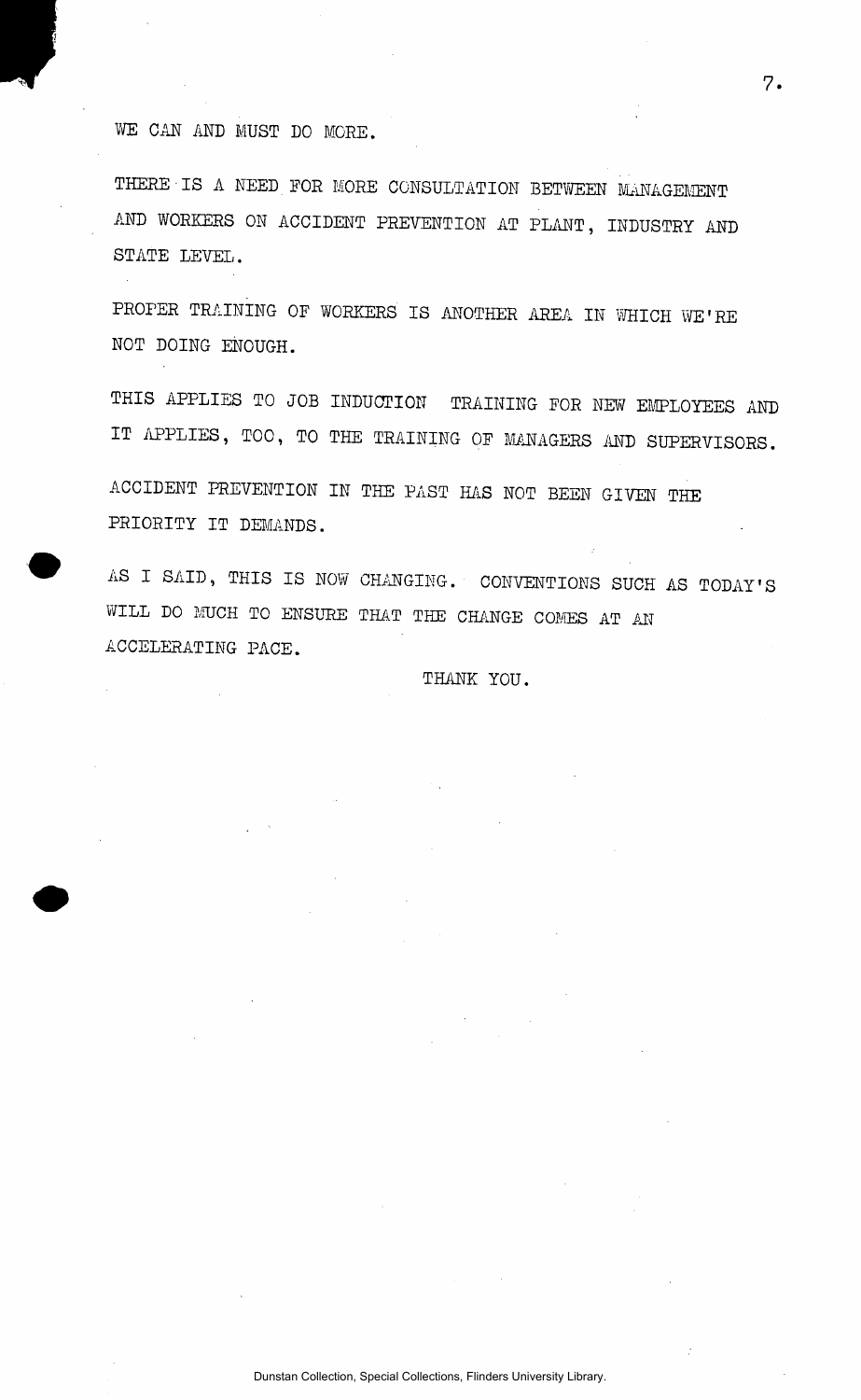WE CAN AND MUST DO MORE.

THERE IS A NEED FOR MORE CONSULTATION BETWEEN MANAGEMENT AND WORKERS ON ACCIDENT PREVENTION AT PLANT, INDUSTRY AND STATE LEVEL.

PROPER TRAINING OF WORKERS IS ANOTHER AREA IN WHICH WE'RE NOT DOING ENOUGH.

THIS APPLIES TO JOB INDUCTION TRAINING FOR NEW EMPLOYEES AND IT APPLIES, TOO, TO THE TRAINING OF MANAGERS AND SUPERVISORS.

ACCIDENT PREVENTION IN THE PAST HAS NOT BEEN GIVEN THE PRIORITY IT DEMANDS.

AS I SAID, THIS IS NOW CHANGING. CONVENTIONS SUCH AS TODAY'S WILL DO MUCH TO ENSURE THAT THE CHANGE COMES AT AN ACCELERATING PACE.

THANK YOU.

Dunstan Collection, Special Collections, Flinders University Library.